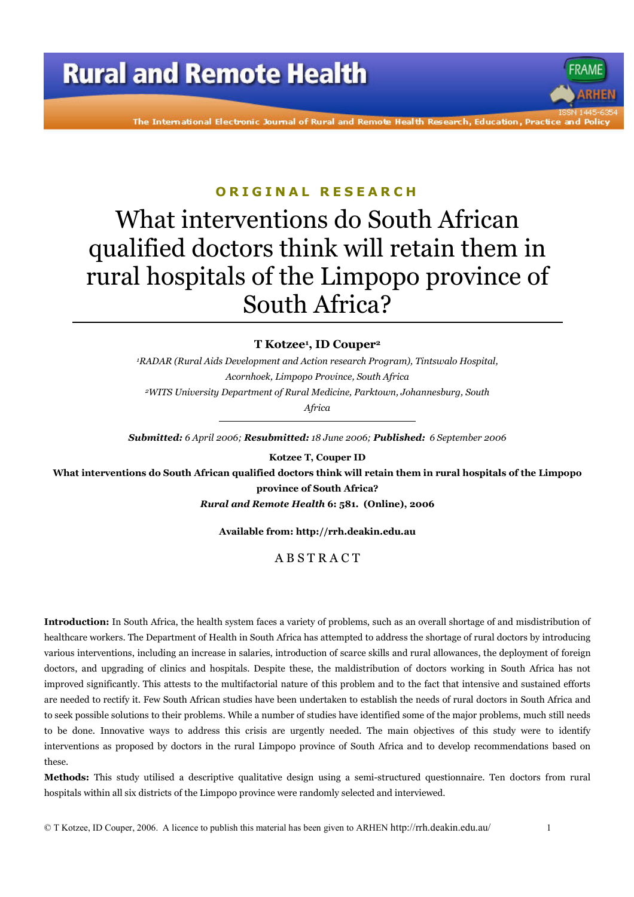ORIGINAL RESEARCH

# What interventions do South African qualified doctors think will retain them in rural hospitals of the Limpopo province of South Africa?

**T Kotzee[1], ID Couper[2]**

[1]*RADAR (Rural Aids Development and Action research Program), Tintswalo Hospital, Acornhoek, Limpopo Province, South Africa*

[2]*WITS University Department of Rural Medicine, Parktown, Johannesburg, South Africa*

***Submitted:*** *6 April 2006;* ***Resubmitted:*** *18 June 2006;* ***Published:*** *6 September 2006*

**Kotzee T, Couper ID**

**What interventions do South African qualified doctors think will retain them in rural hospitals of the Limpopo province of South Africa?**

***Rural and Remote Health*** **6: 581. (Online), 2006**

**Available from: http://rrh.deakin.edu.au**

## ABSTRACT

**Introduction:** In South Africa, the health system faces a variety of problems, such as an overall shortage of and misdistribution of healthcare workers. The Department of Health in South Africa has attempted to address the shortage of rural doctors by introducing various interventions, including an increase in salaries, introduction of scarce skills and rural allowances, the deployment of foreign doctors, and upgrading of clinics and hospitals. Despite these, the maldistribution of doctors working in South Africa has not improved significantly. This attests to the multifactorial nature of this problem and to the fact that intensive and sustained efforts are needed to rectify it. Few South African studies have been undertaken to establish the needs of rural doctors in South Africa and to seek possible solutions to their problems. While a number of studies have identified some of the major problems, much still needs to be done. Innovative ways to address this crisis are urgently needed. The main objectives of this study were to identify interventions as proposed by doctors in the rural Limpopo province of South Africa and to develop recommendations based on these.

**Methods:** This study utilised a descriptive qualitative design using a semi-structured questionnaire. Ten doctors from rural hospitals within all six districts of the Limpopo province were randomly selected and interviewed.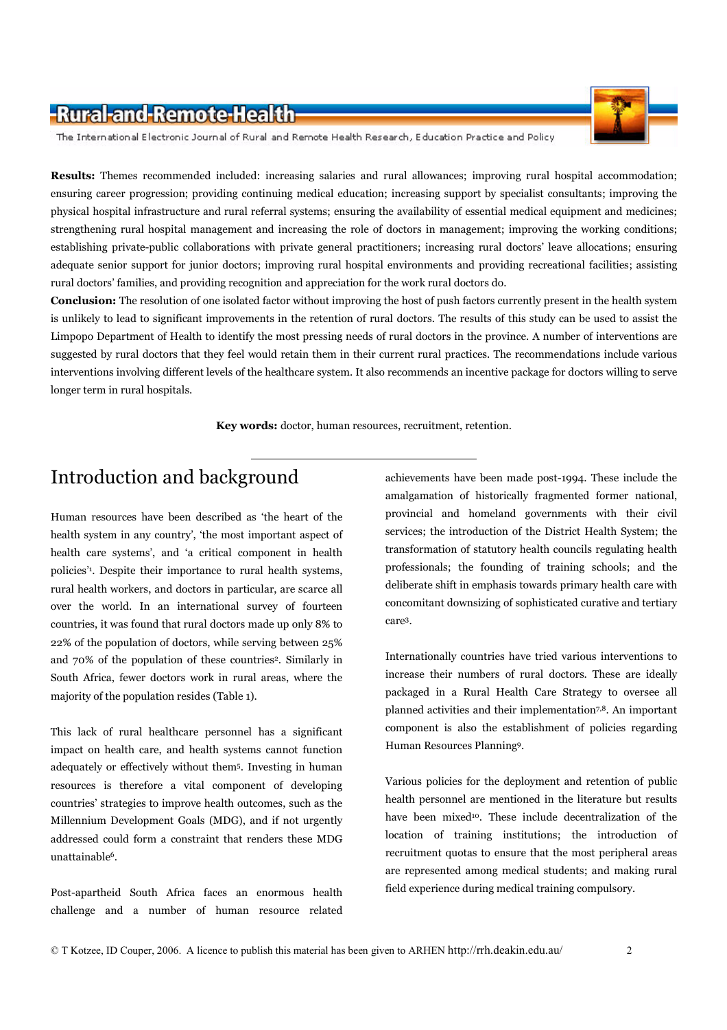**Results:** Themes recommended included: increasing salaries and rural allowances; improving rural hospital accommodation; ensuring career progression; providing continuing medical education; increasing support by specialist consultants; improving the physical hospital infrastructure and rural referral systems; ensuring the availability of essential medical equipment and medicines; strengthening rural hospital management and increasing the role of doctors in management; improving the working conditions; establishing private-public collaborations with private general practitioners; increasing rural doctors' leave allocations; ensuring adequate senior support for junior doctors; improving rural hospital environments and providing recreational facilities; assisting rural doctors' families, and providing recognition and appreciation for the work rural doctors do.

**Conclusion:** The resolution of one isolated factor without improving the host of push factors currently present in the health system is unlikely to lead to significant improvements in the retention of rural doctors. The results of this study can be used to assist the Limpopo Department of Health to identify the most pressing needs of rural doctors in the province. A number of interventions are suggested by rural doctors that they feel would retain them in their current rural practices. The recommendations include various interventions involving different levels of the healthcare system. It also recommends an incentive package for doctors willing to serve longer term in rural hospitals.

**Key words:** doctor, human resources, recruitment, retention.

---

## Introduction and background

Human resources have been described as 'the heart of the health system in any country', 'the most important aspect of health care systems', and 'a critical component in health policies'[1]. Despite their importance to rural health systems, rural health workers, and doctors in particular, are scarce all over the world. In an international survey of fourteen countries, it was found that rural doctors made up only 8% to 22% of the population of doctors, while serving between 25% and 70% of the population of these countries[2]. Similarly in South Africa, fewer doctors work in rural areas, where the majority of the population resides (Table 1).

This lack of rural healthcare personnel has a significant impact on health care, and health systems cannot function adequately or effectively without them[5]. Investing in human resources is therefore a vital component of developing countries' strategies to improve health outcomes, such as the Millennium Development Goals (MDG), and if not urgently addressed could form a constraint that renders these MDG unattainable[6].

Post-apartheid South Africa faces an enormous health challenge and a number of human resource related achievements have been made post-1994. These include the amalgamation of historically fragmented former national, provincial and homeland governments with their civil services; the introduction of the District Health System; the transformation of statutory health councils regulating health professionals; the founding of training schools; and the deliberate shift in emphasis towards primary health care with concomitant downsizing of sophisticated curative and tertiary care[3].

Internationally countries have tried various interventions to increase their numbers of rural doctors. These are ideally packaged in a Rural Health Care Strategy to oversee all planned activities and their implementation[7,8]. An important component is also the establishment of policies regarding Human Resources Planning[9].

Various policies for the deployment and retention of public health personnel are mentioned in the literature but results have been mixed[10]. These include decentralization of the location of training institutions; the introduction of recruitment quotas to ensure that the most peripheral areas are represented among medical students; and making rural field experience during medical training compulsory.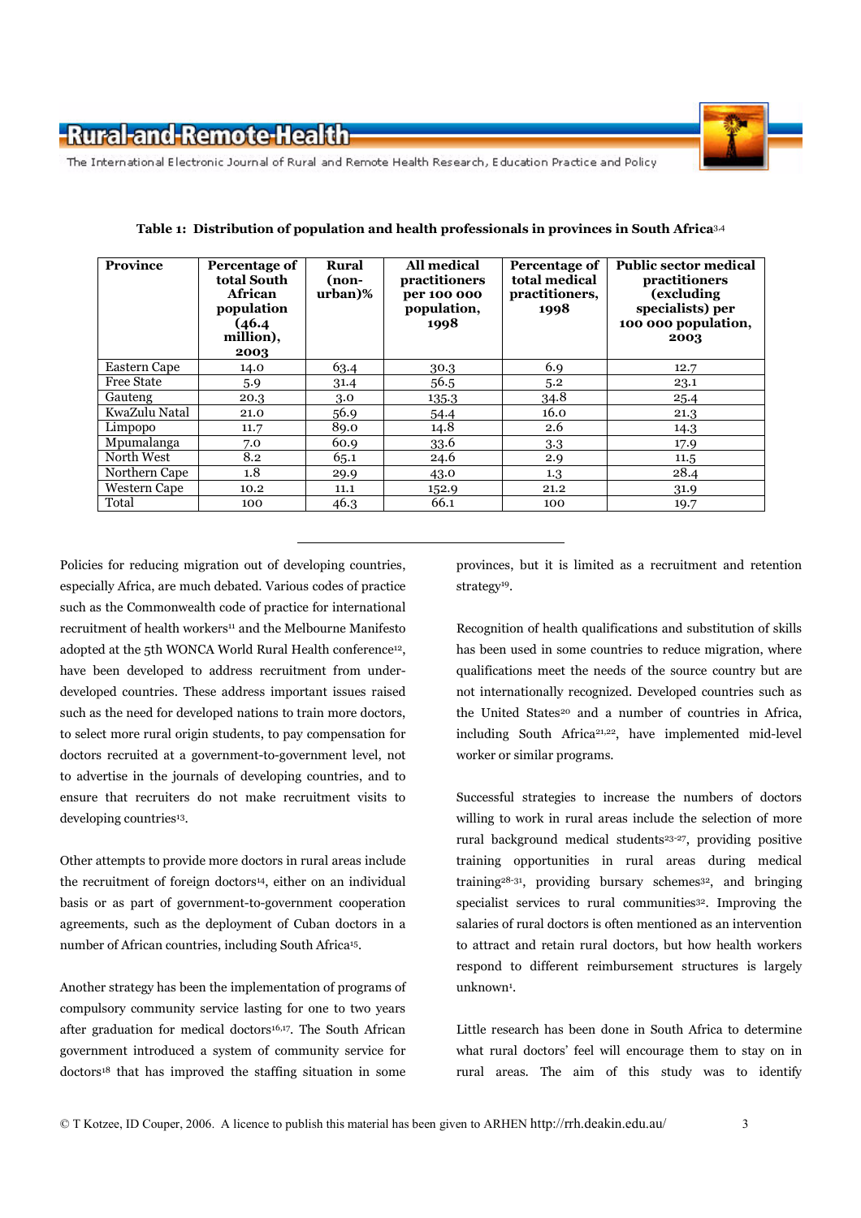**Table 1: Distribution of population and health professionals in provinces in South Africa[3,4]**

| Province | Percentage of total South African population (46.4 million), 2003 | Rural (non-urban)% | All medical practitioners per 100 000 population, 1998 | Percentage of total medical practitioners, 1998 | Public sector medical practitioners (excluding specialists) per 100 000 population, 2003 |
|---|---|---|---|---|---|
| Eastern Cape | 14.0 | 63.4 | 30.3 | 6.9 | 12.7 |
| Free State | 5.9 | 31.4 | 56.5 | 5.2 | 23.1 |
| Gauteng | 20.3 | 3.0 | 135.3 | 34.8 | 25.4 |
| KwaZulu Natal | 21.0 | 56.9 | 54.4 | 16.0 | 21.3 |
| Limpopo | 11.7 | 89.0 | 14.8 | 2.6 | 14.3 |
| Mpumalanga | 7.0 | 60.9 | 33.6 | 3.3 | 17.9 |
| North West | 8.2 | 65.1 | 24.6 | 2.9 | 11.5 |
| Northern Cape | 1.8 | 29.9 | 43.0 | 1.3 | 28.4 |
| Western Cape | 10.2 | 11.1 | 152.9 | 21.2 | 31.9 |
| Total | 100 | 46.3 | 66.1 | 100 | 19.7 |

---

Policies for reducing migration out of developing countries, especially Africa, are much debated. Various codes of practice such as the Commonwealth code of practice for international recruitment of health workers[11] and the Melbourne Manifesto adopted at the 5th WONCA World Rural Health conference[12], have been developed to address recruitment from under-developed countries. These address important issues raised such as the need for developed nations to train more doctors, to select more rural origin students, to pay compensation for doctors recruited at a government-to-government level, not to advertise in the journals of developing countries, and to ensure that recruiters do not make recruitment visits to developing countries[13].

Other attempts to provide more doctors in rural areas include the recruitment of foreign doctors[14], either on an individual basis or as part of government-to-government cooperation agreements, such as the deployment of Cuban doctors in a number of African countries, including South Africa[15].

Another strategy has been the implementation of programs of compulsory community service lasting for one to two years after graduation for medical doctors[16,17]. The South African government introduced a system of community service for doctors[18] that has improved the staffing situation in some provinces, but it is limited as a recruitment and retention strategy[19].

Recognition of health qualifications and substitution of skills has been used in some countries to reduce migration, where qualifications meet the needs of the source country but are not internationally recognized. Developed countries such as the United States[20] and a number of countries in Africa, including South Africa[21,22], have implemented mid-level worker or similar programs.

Successful strategies to increase the numbers of doctors willing to work in rural areas include the selection of more rural background medical students[23-27], providing positive training opportunities in rural areas during medical training[28-31], providing bursary schemes[32], and bringing specialist services to rural communities[32]. Improving the salaries of rural doctors is often mentioned as an intervention to attract and retain rural doctors, but how health workers respond to different reimbursement structures is largely unknown[1].

Little research has been done in South Africa to determine what rural doctors' feel will encourage them to stay on in rural areas. The aim of this study was to identify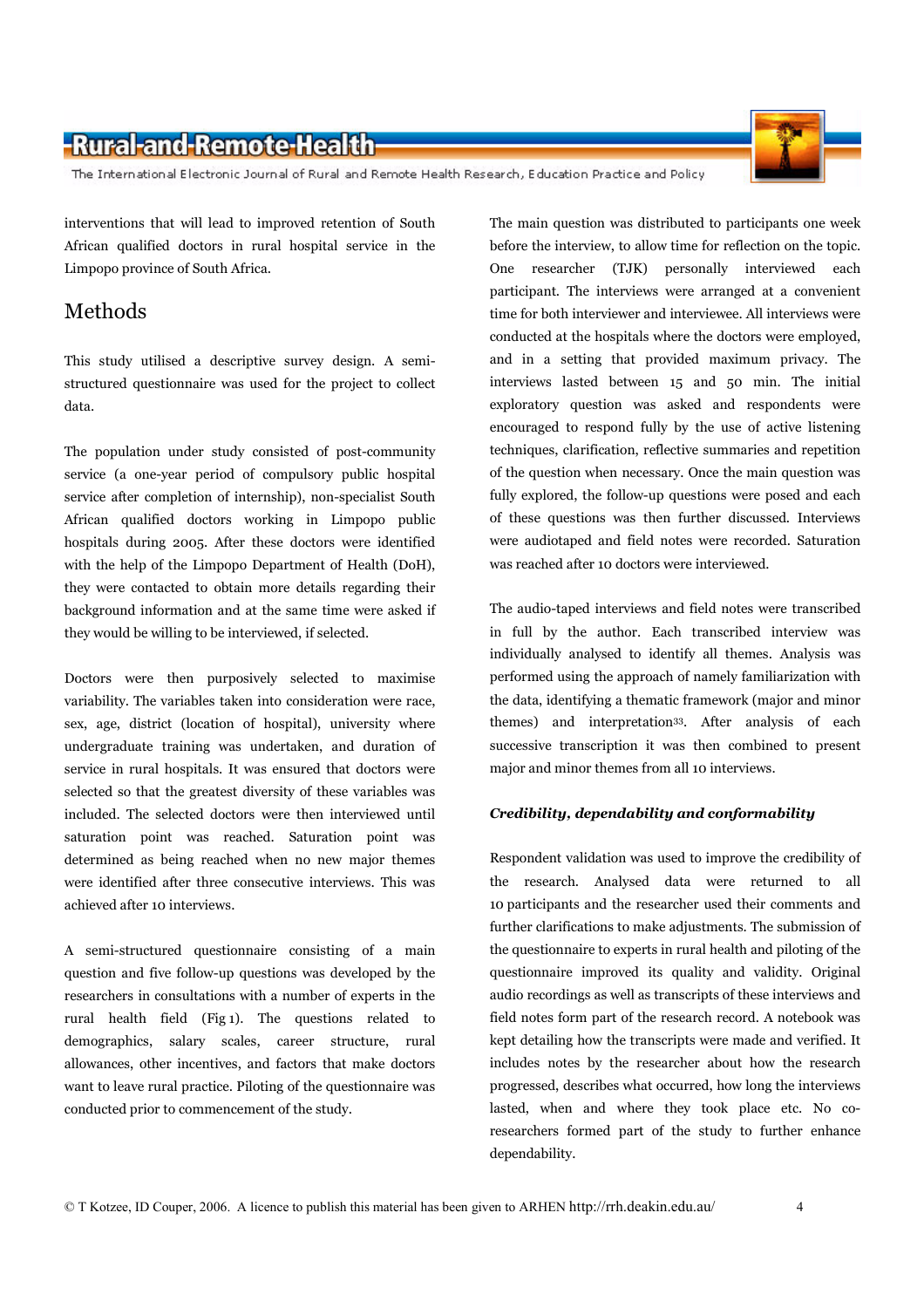interventions that will lead to improved retention of South African qualified doctors in rural hospital service in the Limpopo province of South Africa.

## Methods

This study utilised a descriptive survey design. A semi-structured questionnaire was used for the project to collect data.

The population under study consisted of post-community service (a one-year period of compulsory public hospital service after completion of internship), non-specialist South African qualified doctors working in Limpopo public hospitals during 2005. After these doctors were identified with the help of the Limpopo Department of Health (DoH), they were contacted to obtain more details regarding their background information and at the same time were asked if they would be willing to be interviewed, if selected.

Doctors were then purposively selected to maximise variability. The variables taken into consideration were race, sex, age, district (location of hospital), university where undergraduate training was undertaken, and duration of service in rural hospitals. It was ensured that doctors were selected so that the greatest diversity of these variables was included. The selected doctors were then interviewed until saturation point was reached. Saturation point was determined as being reached when no new major themes were identified after three consecutive interviews. This was achieved after 10 interviews.

A semi-structured questionnaire consisting of a main question and five follow-up questions was developed by the researchers in consultations with a number of experts in the rural health field (Fig 1). The questions related to demographics, salary scales, career structure, rural allowances, other incentives, and factors that make doctors want to leave rural practice. Piloting of the questionnaire was conducted prior to commencement of the study.

The main question was distributed to participants one week before the interview, to allow time for reflection on the topic. One researcher (TJK) personally interviewed each participant. The interviews were arranged at a convenient time for both interviewer and interviewee. All interviews were conducted at the hospitals where the doctors were employed, and in a setting that provided maximum privacy. The interviews lasted between 15 and 50 min. The initial exploratory question was asked and respondents were encouraged to respond fully by the use of active listening techniques, clarification, reflective summaries and repetition of the question when necessary. Once the main question was fully explored, the follow-up questions were posed and each of these questions was then further discussed. Interviews were audiotaped and field notes were recorded. Saturation was reached after 10 doctors were interviewed.

The audio-taped interviews and field notes were transcribed in full by the author. Each transcribed interview was individually analysed to identify all themes. Analysis was performed using the approach of namely familiarization with the data, identifying a thematic framework (major and minor themes) and interpretation[33]. After analysis of each successive transcription it was then combined to present major and minor themes from all 10 interviews.

### *Credibility, dependability and conformability*

Respondent validation was used to improve the credibility of the research. Analysed data were returned to all 10 participants and the researcher used their comments and further clarifications to make adjustments. The submission of the questionnaire to experts in rural health and piloting of the questionnaire improved its quality and validity. Original audio recordings as well as transcripts of these interviews and field notes form part of the research record. A notebook was kept detailing how the transcripts were made and verified. It includes notes by the researcher about how the research progressed, describes what occurred, how long the interviews lasted, when and where they took place etc. No co-researchers formed part of the study to further enhance dependability.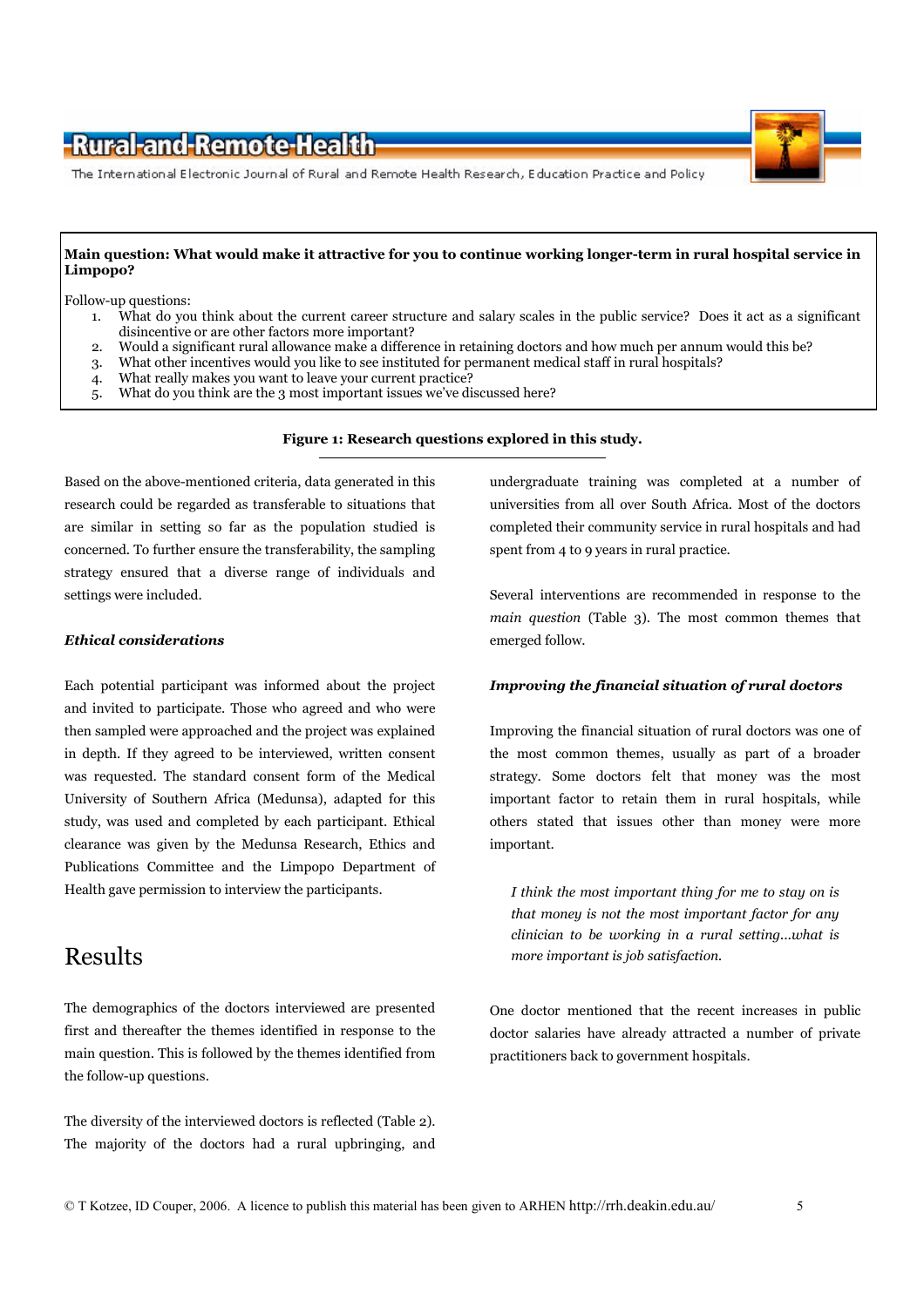**Main question: What would make it attractive for you to continue working longer-term in rural hospital service in Limpopo?**

Follow-up questions:

1. What do you think about the current career structure and salary scales in the public service? Does it act as a significant disincentive or are other factors more important?
2. Would a significant rural allowance make a difference in retaining doctors and how much per annum would this be?
3. What other incentives would you like to see instituted for permanent medical staff in rural hospitals?
4. What really makes you want to leave your current practice?
5. What do you think are the 3 most important issues we've discussed here?

**Figure 1: Research questions explored in this study.**

Based on the above-mentioned criteria, data generated in this research could be regarded as transferable to situations that are similar in setting so far as the population studied is concerned. To further ensure the transferability, the sampling strategy ensured that a diverse range of individuals and settings were included.

### *Ethical considerations*

Each potential participant was informed about the project and invited to participate. Those who agreed and who were then sampled were approached and the project was explained in depth. If they agreed to be interviewed, written consent was requested. The standard consent form of the Medical University of Southern Africa (Medunsa), adapted for this study, was used and completed by each participant. Ethical clearance was given by the Medunsa Research, Ethics and Publications Committee and the Limpopo Department of Health gave permission to interview the participants.

## Results

The demographics of the doctors interviewed are presented first and thereafter the themes identified in response to the main question. This is followed by the themes identified from the follow-up questions.

The diversity of the interviewed doctors is reflected (Table 2). The majority of the doctors had a rural upbringing, and undergraduate training was completed at a number of universities from all over South Africa. Most of the doctors completed their community service in rural hospitals and had spent from 4 to 9 years in rural practice.

Several interventions are recommended in response to the *main question* (Table 3). The most common themes that emerged follow.

### *Improving the financial situation of rural doctors*

Improving the financial situation of rural doctors was one of the most common themes, usually as part of a broader strategy. Some doctors felt that money was the most important factor to retain them in rural hospitals, while others stated that issues other than money were more important.

> *I think the most important thing for me to stay on is that money is not the most important factor for any clinician to be working in a rural setting...what is more important is job satisfaction.*

One doctor mentioned that the recent increases in public doctor salaries have already attracted a number of private practitioners back to government hospitals.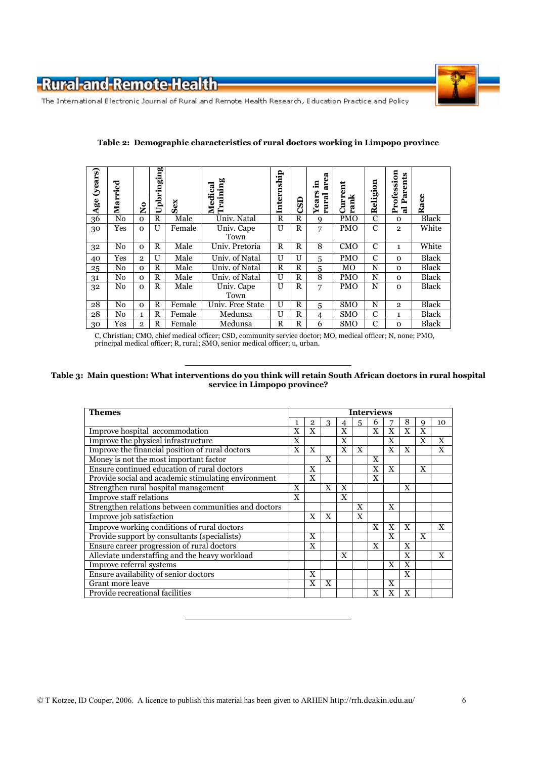**Table 2: Demographic characteristics of rural doctors working in Limpopo province**

| Age (years) | Married | No | Upbringing | Sex | Medical Training | Internship | CSD | Years in rural area | Current rank | Religion | Professional Parents | Race |
|---|---|---|---|---|---|---|---|---|---|---|---|---|
| 36 | No | 0 | R | Male | Univ. Natal | R | R | 9 | PMO | C | 0 | Black |
| 30 | Yes | 0 | U | Female | Univ. Cape Town | U | R | 7 | PMO | C | 2 | White |
| 32 | No | 0 | R | Male | Univ. Pretoria | R | R | 8 | CMO | C | 1 | White |
| 40 | Yes | 2 | U | Male | Univ. of Natal | U | U | 5 | PMO | C | 0 | Black |
| 25 | No | 0 | R | Male | Univ. of Natal | R | R | 5 | MO | N | 0 | Black |
| 31 | No | 0 | R | Male | Univ. of Natal | U | R | 8 | PMO | N | 0 | Black |
| 32 | No | 0 | R | Male | Univ. Cape Town | U | R | 7 | PMO | N | 0 | Black |
| 28 | No | 0 | R | Female | Univ. Free State | U | R | 5 | SMO | N | 2 | Black |
| 28 | No | 1 | R | Female | Medunsa | U | R | 4 | SMO | C | 1 | Black |
| 30 | Yes | 2 | R | Female | Medunsa | R | R | 6 | SMO | C | 0 | Black |

C, Christian; CMO, chief medical officer; CSD, community service doctor; MO, medical officer; N, none; PMO, principal medical officer; R, rural; SMO, senior medical officer; u, urban.

---

**Table 3: Main question: What interventions do you think will retain South African doctors in rural hospital service in Limpopo province?**

| Themes | Interviews | | | | | | | | | |
|---|---|---|---|---|---|---|---|---|---|---|
| | 1 | 2 | 3 | 4 | 5 | 6 | 7 | 8 | 9 | 10 |
| Improve hospital accommodation | X | X | | X | | X | X | X | X | |
| Improve the physical infrastructure | X | | | X | | | X | | X | X |
| Improve the financial position of rural doctors | X | X | | X | X | | X | X | | X |
| Money is not the most important factor | | | X | | | X | | | | |
| Ensure continued education of rural doctors | | X | | | | X | X | | X | |
| Provide social and academic stimulating environment | | X | | | | X | | | | |
| Strengthen rural hospital management | X | | X | X | | | | X | | |
| Improve staff relations | X | | | X | | | | | | |
| Strengthen relations between communities and doctors | | | | | X | | X | | | |
| Improve job satisfaction | | X | X | | X | | | | | |
| Improve working conditions of rural doctors | | | | | | X | X | X | | X |
| Provide support by consultants (specialists) | | X | | | | | X | | X | |
| Ensure career progression of rural doctors | | X | | | | X | | X | | |
| Alleviate understaffing and the heavy workload | | | | X | | | | X | | X |
| Improve referral systems | | | | | | | X | X | | |
| Ensure availability of senior doctors | | X | | | | | | X | | |
| Grant more leave | | X | X | | | | X | | | |
| Provide recreational facilities | | | | | | X | X | X | | |

---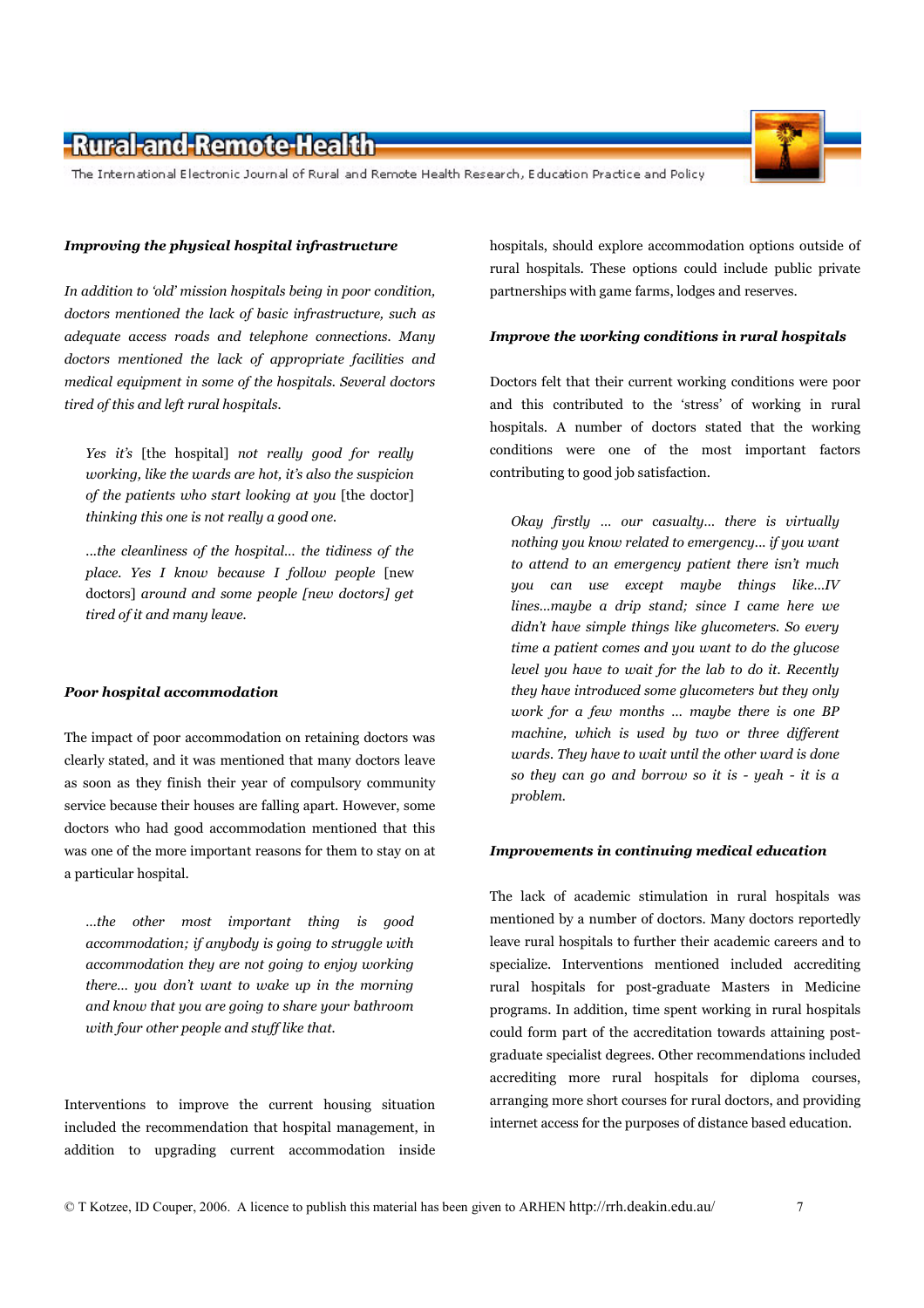### *Improving the physical hospital infrastructure*

*In addition to 'old' mission hospitals being in poor condition, doctors mentioned the lack of basic infrastructure, such as adequate access roads and telephone connections. Many doctors mentioned the lack of appropriate facilities and medical equipment in some of the hospitals. Several doctors tired of this and left rural hospitals.*

> *Yes it's* [the hospital] *not really good for really working, like the wards are hot, it's also the suspicion of the patients who start looking at you* [the doctor] *thinking this one is not really a good one.*

> *...the cleanliness of the hospital... the tidiness of the place. Yes I know because I follow people* [new doctors] *around and some people [new doctors] get tired of it and many leave.*

### *Poor hospital accommodation*

The impact of poor accommodation on retaining doctors was clearly stated, and it was mentioned that many doctors leave as soon as they finish their year of compulsory community service because their houses are falling apart. However, some doctors who had good accommodation mentioned that this was one of the more important reasons for them to stay on at a particular hospital.

> *...the other most important thing is good accommodation; if anybody is going to struggle with accommodation they are not going to enjoy working there... you don't want to wake up in the morning and know that you are going to share your bathroom with four other people and stuff like that.*

Interventions to improve the current housing situation included the recommendation that hospital management, in addition to upgrading current accommodation inside hospitals, should explore accommodation options outside of rural hospitals. These options could include public private partnerships with game farms, lodges and reserves.

### *Improve the working conditions in rural hospitals*

Doctors felt that their current working conditions were poor and this contributed to the 'stress' of working in rural hospitals. A number of doctors stated that the working conditions were one of the most important factors contributing to good job satisfaction.

> *Okay firstly ... our casualty... there is virtually nothing you know related to emergency... if you want to attend to an emergency patient there isn't much you can use except maybe things like...IV lines...maybe a drip stand; since I came here we didn't have simple things like glucometers. So every time a patient comes and you want to do the glucose level you have to wait for the lab to do it. Recently they have introduced some glucometers but they only work for a few months ... maybe there is one BP machine, which is used by two or three different wards. They have to wait until the other ward is done so they can go and borrow so it is - yeah - it is a problem.*

### *Improvements in continuing medical education*

The lack of academic stimulation in rural hospitals was mentioned by a number of doctors. Many doctors reportedly leave rural hospitals to further their academic careers and to specialize. Interventions mentioned included accrediting rural hospitals for post-graduate Masters in Medicine programs. In addition, time spent working in rural hospitals could form part of the accreditation towards attaining post-graduate specialist degrees. Other recommendations included accrediting more rural hospitals for diploma courses, arranging more short courses for rural doctors, and providing internet access for the purposes of distance based education.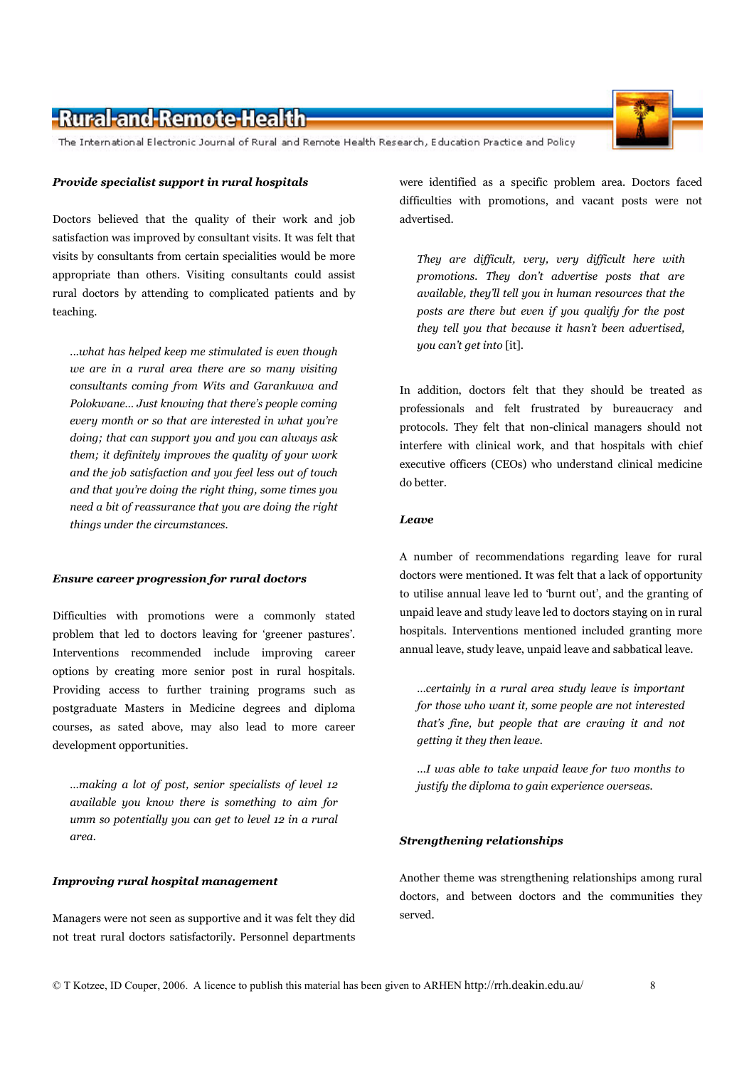### *Provide specialist support in rural hospitals*

Doctors believed that the quality of their work and job satisfaction was improved by consultant visits. It was felt that visits by consultants from certain specialities would be more appropriate than others. Visiting consultants could assist rural doctors by attending to complicated patients and by teaching.

> *...what has helped keep me stimulated is even though we are in a rural area there are so many visiting consultants coming from Wits and Garankuwa and Polokwane... Just knowing that there's people coming every month or so that are interested in what you're doing; that can support you and you can always ask them; it definitely improves the quality of your work and the job satisfaction and you feel less out of touch and that you're doing the right thing, some times you need a bit of reassurance that you are doing the right things under the circumstances.*

### *Ensure career progression for rural doctors*

Difficulties with promotions were a commonly stated problem that led to doctors leaving for 'greener pastures'. Interventions recommended include improving career options by creating more senior post in rural hospitals. Providing access to further training programs such as postgraduate Masters in Medicine degrees and diploma courses, as sated above, may also lead to more career development opportunities.

> *...making a lot of post, senior specialists of level 12 available you know there is something to aim for umm so potentially you can get to level 12 in a rural area.*

### *Improving rural hospital management*

Managers were not seen as supportive and it was felt they did not treat rural doctors satisfactorily. Personnel departments were identified as a specific problem area. Doctors faced difficulties with promotions, and vacant posts were not advertised.

> *They are difficult, very, very difficult here with promotions. They don't advertise posts that are available, they'll tell you in human resources that the posts are there but even if you qualify for the post they tell you that because it hasn't been advertised, you can't get into* [it].

In addition, doctors felt that they should be treated as professionals and felt frustrated by bureaucracy and protocols. They felt that non-clinical managers should not interfere with clinical work, and that hospitals with chief executive officers (CEOs) who understand clinical medicine do better.

### *Leave*

A number of recommendations regarding leave for rural doctors were mentioned. It was felt that a lack of opportunity to utilise annual leave led to 'burnt out', and the granting of unpaid leave and study leave led to doctors staying on in rural hospitals. Interventions mentioned included granting more annual leave, study leave, unpaid leave and sabbatical leave.

> *...certainly in a rural area study leave is important for those who want it, some people are not interested that's fine, but people that are craving it and not getting it they then leave.*

> *...I was able to take unpaid leave for two months to justify the diploma to gain experience overseas.*

### *Strengthening relationships*

Another theme was strengthening relationships among rural doctors, and between doctors and the communities they served.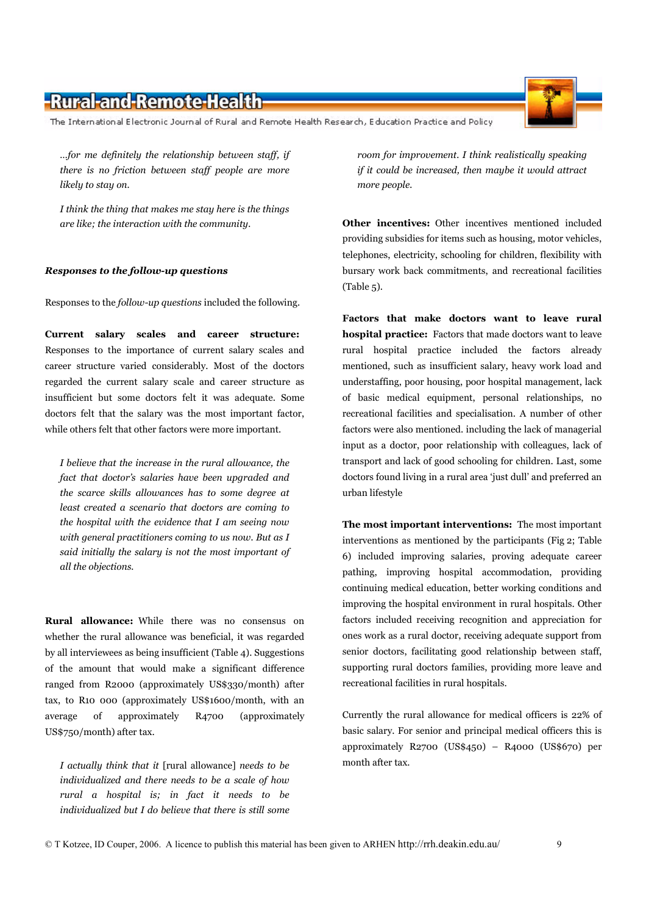*...for me definitely the relationship between staff, if there is no friction between staff people are more likely to stay on.*

*I think the thing that makes me stay here is the things are like; the interaction with the community.*

***Responses to the follow-up questions***

Responses to the *follow-up questions* included the following.

**Current salary scales and career structure:** Responses to the importance of current salary scales and career structure varied considerably. Most of the doctors regarded the current salary scale and career structure as insufficient but some doctors felt it was adequate. Some doctors felt that the salary was the most important factor, while others felt that other factors were more important.

*I believe that the increase in the rural allowance, the fact that doctor's salaries have been upgraded and the scarce skills allowances has to some degree at least created a scenario that doctors are coming to the hospital with the evidence that I am seeing now with general practitioners coming to us now. But as I said initially the salary is not the most important of all the objections.*

**Rural allowance:** While there was no consensus on whether the rural allowance was beneficial, it was regarded by all interviewees as being insufficient (Table 4). Suggestions of the amount that would make a significant difference ranged from R2000 (approximately US$330/month) after tax, to R10 000 (approximately US$1600/month, with an average of approximately R4700 (approximately US$750/month) after tax.

*I actually think that it* [rural allowance] *needs to be individualized and there needs to be a scale of how rural a hospital is; in fact it needs to be individualized but I do believe that there is still some room for improvement. I think realistically speaking if it could be increased, then maybe it would attract more people.*

**Other incentives:** Other incentives mentioned included providing subsidies for items such as housing, motor vehicles, telephones, electricity, schooling for children, flexibility with bursary work back commitments, and recreational facilities (Table 5).

**Factors that make doctors want to leave rural hospital practice:** Factors that made doctors want to leave rural hospital practice included the factors already mentioned, such as insufficient salary, heavy work load and understaffing, poor housing, poor hospital management, lack of basic medical equipment, personal relationships, no recreational facilities and specialisation. A number of other factors were also mentioned. including the lack of managerial input as a doctor, poor relationship with colleagues, lack of transport and lack of good schooling for children. Last, some doctors found living in a rural area 'just dull' and preferred an urban lifestyle

**The most important interventions:** The most important interventions as mentioned by the participants (Fig 2; Table 6) included improving salaries, proving adequate career pathing, improving hospital accommodation, providing continuing medical education, better working conditions and improving the hospital environment in rural hospitals. Other factors included receiving recognition and appreciation for ones work as a rural doctor, receiving adequate support from senior doctors, facilitating good relationship between staff, supporting rural doctors families, providing more leave and recreational facilities in rural hospitals.

Currently the rural allowance for medical officers is 22% of basic salary. For senior and principal medical officers this is approximately R2700 (US$450) – R4000 (US$670) per month after tax.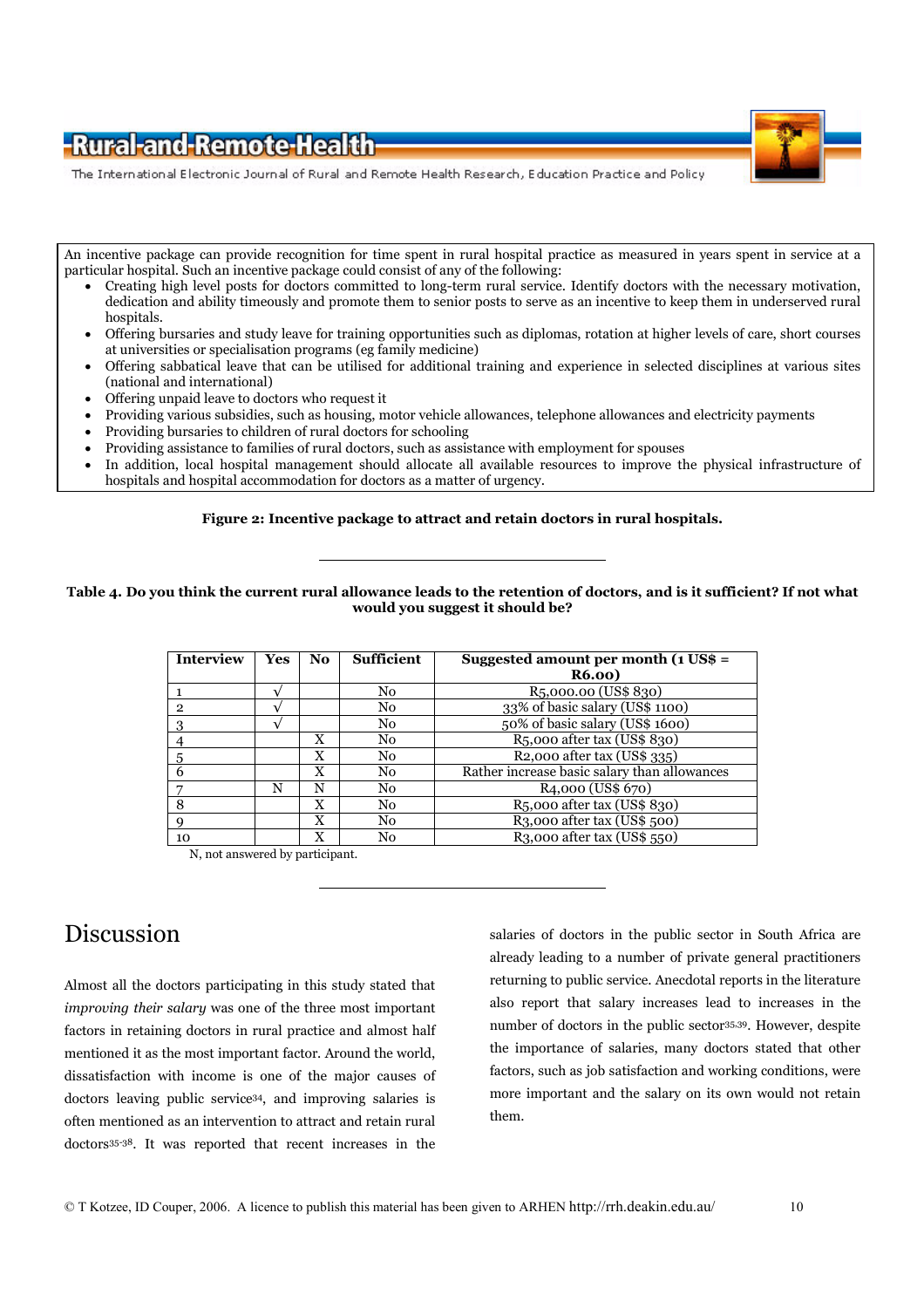An incentive package can provide recognition for time spent in rural hospital practice as measured in years spent in service at a particular hospital. Such an incentive package could consist of any of the following:

- Creating high level posts for doctors committed to long-term rural service. Identify doctors with the necessary motivation, dedication and ability timeously and promote them to senior posts to serve as an incentive to keep them in underserved rural hospitals.
- Offering bursaries and study leave for training opportunities such as diplomas, rotation at higher levels of care, short courses at universities or specialisation programs (eg family medicine)
- Offering sabbatical leave that can be utilised for additional training and experience in selected disciplines at various sites (national and international)
- Offering unpaid leave to doctors who request it
- Providing various subsidies, such as housing, motor vehicle allowances, telephone allowances and electricity payments
- Providing bursaries to children of rural doctors for schooling
- Providing assistance to families of rural doctors, such as assistance with employment for spouses
- In addition, local hospital management should allocate all available resources to improve the physical infrastructure of hospitals and hospital accommodation for doctors as a matter of urgency.

**Figure 2: Incentive package to attract and retain doctors in rural hospitals.**

**Table 4. Do you think the current rural allowance leads to the retention of doctors, and is it sufficient? If not what would you suggest it should be?**

| Interview | Yes | No | Sufficient | Suggested amount per month (1 US$ = R6.00) |
|---|---|---|---|---|
| 1 | √ | | No | R5,000.00 (US$ 830) |
| 2 | √ | | No | 33% of basic salary (US$ 1100) |
| 3 | √ | | No | 50% of basic salary (US$ 1600) |
| 4 | | X | No | R5,000 after tax (US$ 830) |
| 5 | | X | No | R2,000 after tax (US$ 335) |
| 6 | | X | No | Rather increase basic salary than allowances |
| 7 | N | N | No | R4,000 (US$ 670) |
| 8 | | X | No | R5,000 after tax (US$ 830) |
| 9 | | X | No | R3,000 after tax (US$ 500) |
| 10 | | X | No | R3,000 after tax (US$ 550) |

N, not answered by participant.

## Discussion

Almost all the doctors participating in this study stated that *improving their salary* was one of the three most important factors in retaining doctors in rural practice and almost half mentioned it as the most important factor. Around the world, dissatisfaction with income is one of the major causes of doctors leaving public service[34], and improving salaries is often mentioned as an intervention to attract and retain rural doctors[35-38]. It was reported that recent increases in the salaries of doctors in the public sector in South Africa are already leading to a number of private general practitioners returning to public service. Anecdotal reports in the literature also report that salary increases lead to increases in the number of doctors in the public sector[35,39]. However, despite the importance of salaries, many doctors stated that other factors, such as job satisfaction and working conditions, were more important and the salary on its own would not retain them.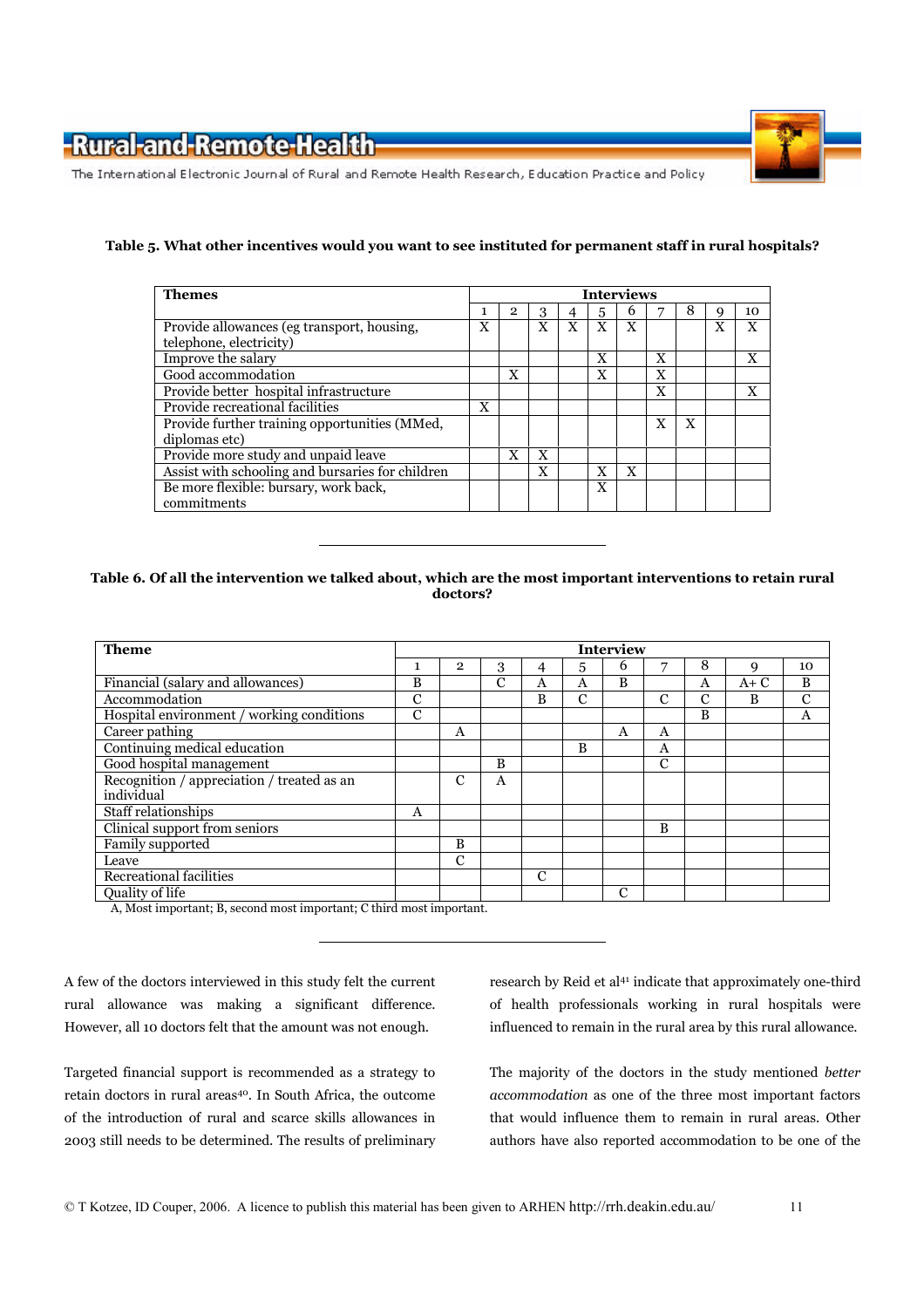**Table 5. What other incentives would you want to see instituted for permanent staff in rural hospitals?**

| Themes | Interviews | | | | | | | | | |
|---|---|---|---|---|---|---|---|---|---|---|
| | 1 | 2 | 3 | 4 | 5 | 6 | 7 | 8 | 9 | 10 |
| Provide allowances (eg transport, housing, telephone, electricity) | X | | X | X | X | X | | | X | X |
| Improve the salary | | | | | X | | X | | | X |
| Good accommodation | | X | | | X | | X | | | |
| Provide better hospital infrastructure | | | | | | | X | | | X |
| Provide recreational facilities | X | | | | | | | | | |
| Provide further training opportunities (MMed, diplomas etc) | | | | | | | X | X | | |
| Provide more study and unpaid leave | | X | X | | | | | | | |
| Assist with schooling and bursaries for children | | | X | | X | X | | | | |
| Be more flexible: bursary, work back, commitments | | | | | X | | | | | |

**Table 6. Of all the intervention we talked about, which are the most important interventions to retain rural doctors?**

| Theme | Interview | | | | | | | | | |
|---|---|---|---|---|---|---|---|---|---|---|
| | 1 | 2 | 3 | 4 | 5 | 6 | 7 | 8 | 9 | 10 |
| Financial (salary and allowances) | B | | C | A | A | B | | A | A+ C | B |
| Accommodation | C | | | B | C | | C | C | B | C |
| Hospital environment / working conditions | C | | | | | | | B | | A |
| Career pathing | | A | | | | A | A | | | |
| Continuing medical education | | | | | B | | A | | | |
| Good hospital management | | | B | | | | C | | | |
| Recognition / appreciation / treated as an individual | | C | A | | | | | | | |
| Staff relationships | A | | | | | | | | | |
| Clinical support from seniors | | | | | | | B | | | |
| Family supported | | B | | | | | | | | |
| Leave | | C | | | | | | | | |
| Recreational facilities | | | | C | | | | | | |
| Quality of life | | | | | | C | | | | |

A, Most important; B, second most important; C third most important.

A few of the doctors interviewed in this study felt the current rural allowance was making a significant difference. However, all 10 doctors felt that the amount was not enough.

Targeted financial support is recommended as a strategy to retain doctors in rural areas[40]. In South Africa, the outcome of the introduction of rural and scarce skills allowances in 2003 still needs to be determined. The results of preliminary research by Reid et al[41] indicate that approximately one-third of health professionals working in rural hospitals were influenced to remain in the rural area by this rural allowance.

The majority of the doctors in the study mentioned *better accommodation* as one of the three most important factors that would influence them to remain in rural areas. Other authors have also reported accommodation to be one of the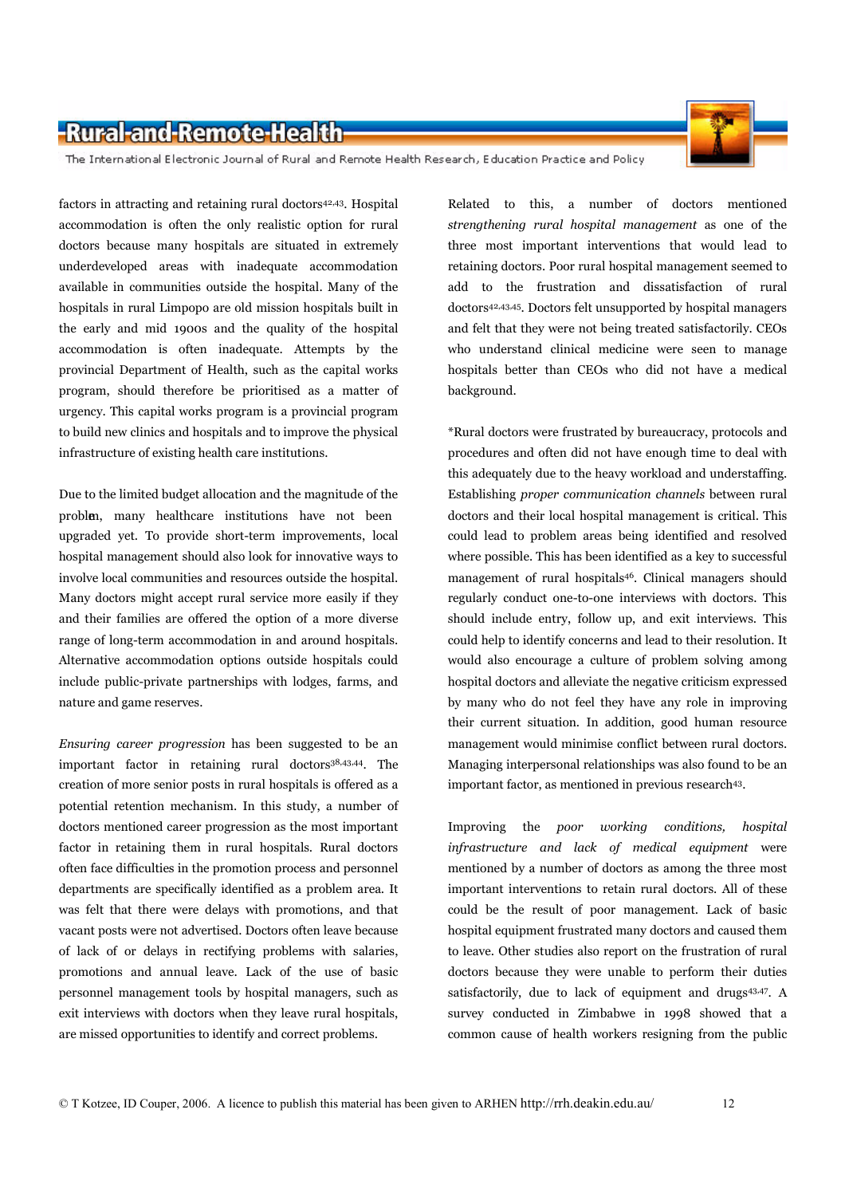factors in attracting and retaining rural doctors[42,43]. Hospital accommodation is often the only realistic option for rural doctors because many hospitals are situated in extremely underdeveloped areas with inadequate accommodation available in communities outside the hospital. Many of the hospitals in rural Limpopo are old mission hospitals built in the early and mid 1900s and the quality of the hospital accommodation is often inadequate. Attempts by the provincial Department of Health, such as the capital works program, should therefore be prioritised as a matter of urgency. This capital works program is a provincial program to build new clinics and hospitals and to improve the physical infrastructure of existing health care institutions.

Due to the limited budget allocation and the magnitude of the problem, many healthcare institutions have not been upgraded yet. To provide short-term improvements, local hospital management should also look for innovative ways to involve local communities and resources outside the hospital. Many doctors might accept rural service more easily if they and their families are offered the option of a more diverse range of long-term accommodation in and around hospitals. Alternative accommodation options outside hospitals could include public-private partnerships with lodges, farms, and nature and game reserves.

*Ensuring career progression* has been suggested to be an important factor in retaining rural doctors[38,43,44]. The creation of more senior posts in rural hospitals is offered as a potential retention mechanism. In this study, a number of doctors mentioned career progression as the most important factor in retaining them in rural hospitals. Rural doctors often face difficulties in the promotion process and personnel departments are specifically identified as a problem area. It was felt that there were delays with promotions, and that vacant posts were not advertised. Doctors often leave because of lack of or delays in rectifying problems with salaries, promotions and annual leave. Lack of the use of basic personnel management tools by hospital managers, such as exit interviews with doctors when they leave rural hospitals, are missed opportunities to identify and correct problems.

Related to this, a number of doctors mentioned *strengthening rural hospital management* as one of the three most important interventions that would lead to retaining doctors. Poor rural hospital management seemed to add to the frustration and dissatisfaction of rural doctors[42,43,45]. Doctors felt unsupported by hospital managers and felt that they were not being treated satisfactorily. CEOs who understand clinical medicine were seen to manage hospitals better than CEOs who did not have a medical background.

*Rural doctors were frustrated by bureaucracy, protocols and procedures and often did not have enough time to deal with this adequately due to the heavy workload and understaffing. Establishing *proper communication channels* between rural doctors and their local hospital management is critical. This could lead to problem areas being identified and resolved where possible. This has been identified as a key to successful management of rural hospitals[46]. Clinical managers should regularly conduct one-to-one interviews with doctors. This should include entry, follow up, and exit interviews. This could help to identify concerns and lead to their resolution. It would also encourage a culture of problem solving among hospital doctors and alleviate the negative criticism expressed by many who do not feel they have any role in improving their current situation. In addition, good human resource management would minimise conflict between rural doctors. Managing interpersonal relationships was also found to be an important factor, as mentioned in previous research[43].

Improving the *poor working conditions, hospital infrastructure and lack of medical equipment* were mentioned by a number of doctors as among the three most important interventions to retain rural doctors. All of these could be the result of poor management. Lack of basic hospital equipment frustrated many doctors and caused them to leave. Other studies also report on the frustration of rural doctors because they were unable to perform their duties satisfactorily, due to lack of equipment and drugs[43,47]. A survey conducted in Zimbabwe in 1998 showed that a common cause of health workers resigning from the public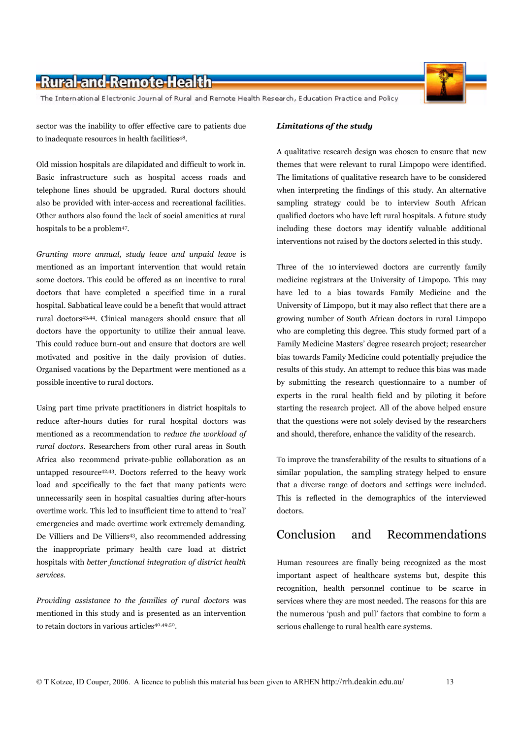sector was the inability to offer effective care to patients due to inadequate resources in health facilities[48].

Old mission hospitals are dilapidated and difficult to work in. Basic infrastructure such as hospital access roads and telephone lines should be upgraded. Rural doctors should also be provided with inter-access and recreational facilities. Other authors also found the lack of social amenities at rural hospitals to be a problem[47].

*Granting more annual, study leave and unpaid leave* is mentioned as an important intervention that would retain some doctors. This could be offered as an incentive to rural doctors that have completed a specified time in a rural hospital. Sabbatical leave could be a benefit that would attract rural doctors[43,44]. Clinical managers should ensure that all doctors have the opportunity to utilize their annual leave. This could reduce burn-out and ensure that doctors are well motivated and positive in the daily provision of duties. Organised vacations by the Department were mentioned as a possible incentive to rural doctors.

Using part time private practitioners in district hospitals to reduce after-hours duties for rural hospital doctors was mentioned as a recommendation to *reduce the workload of rural doctors*. Researchers from other rural areas in South Africa also recommend private-public collaboration as an untapped resource[42,43]. Doctors referred to the heavy work load and specifically to the fact that many patients were unnecessarily seen in hospital casualties during after-hours overtime work. This led to insufficient time to attend to 'real' emergencies and made overtime work extremely demanding. De Villiers and De Villiers[43], also recommended addressing the inappropriate primary health care load at district hospitals with *better functional integration of district health services*.

*Providing assistance to the families of rural doctors* was mentioned in this study and is presented as an intervention to retain doctors in various articles[40,49,50].

### *Limitations of the study*

A qualitative research design was chosen to ensure that new themes that were relevant to rural Limpopo were identified. The limitations of qualitative research have to be considered when interpreting the findings of this study. An alternative sampling strategy could be to interview South African qualified doctors who have left rural hospitals. A future study including these doctors may identify valuable additional interventions not raised by the doctors selected in this study.

Three of the 10 interviewed doctors are currently family medicine registrars at the University of Limpopo. This may have led to a bias towards Family Medicine and the University of Limpopo, but it may also reflect that there are a growing number of South African doctors in rural Limpopo who are completing this degree. This study formed part of a Family Medicine Masters' degree research project; researcher bias towards Family Medicine could potentially prejudice the results of this study. An attempt to reduce this bias was made by submitting the research questionnaire to a number of experts in the rural health field and by piloting it before starting the research project. All of the above helped ensure that the questions were not solely devised by the researchers and should, therefore, enhance the validity of the research.

To improve the transferability of the results to situations of a similar population, the sampling strategy helped to ensure that a diverse range of doctors and settings were included. This is reflected in the demographics of the interviewed doctors.

## Conclusion and Recommendations

Human resources are finally being recognized as the most important aspect of healthcare systems but, despite this recognition, health personnel continue to be scarce in services where they are most needed. The reasons for this are the numerous 'push and pull' factors that combine to form a serious challenge to rural health care systems.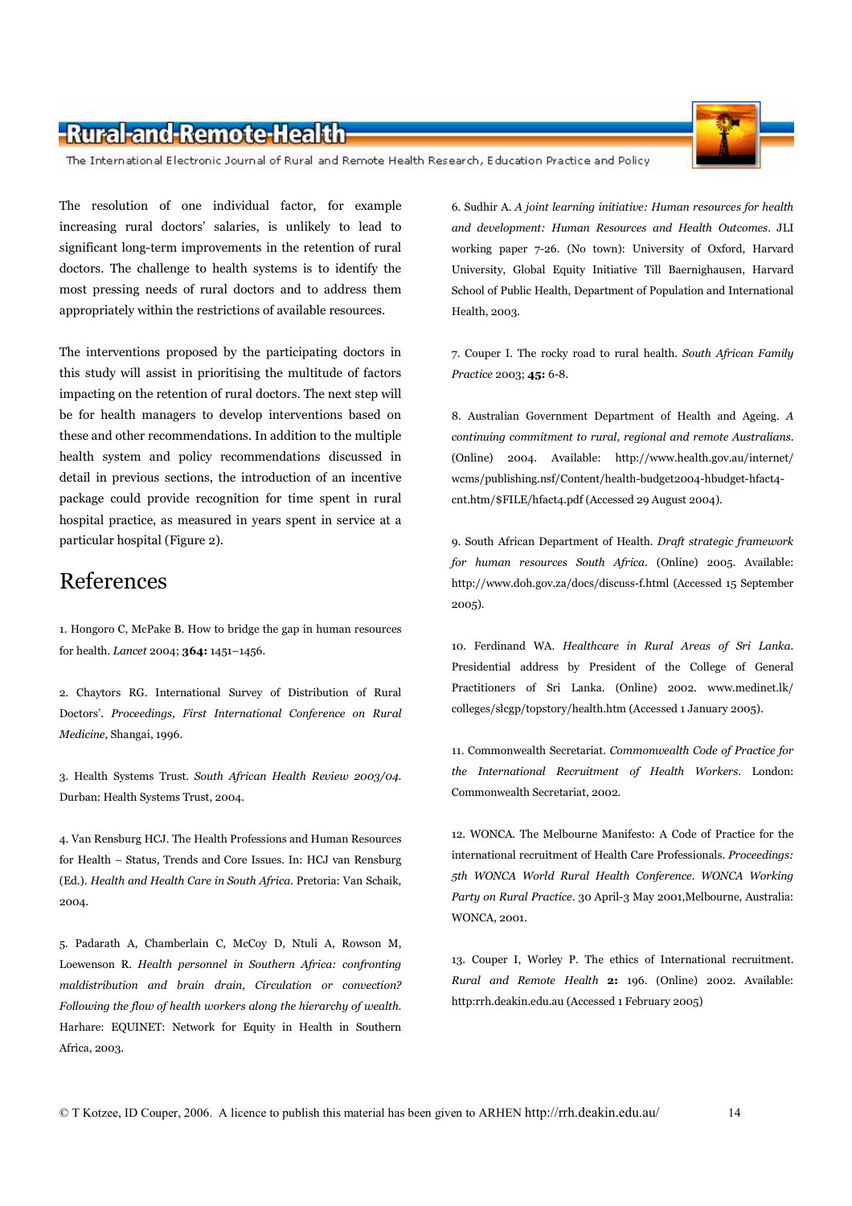The resolution of one individual factor, for example increasing rural doctors' salaries, is unlikely to lead to significant long-term improvements in the retention of rural doctors. The challenge to health systems is to identify the most pressing needs of rural doctors and to address them appropriately within the restrictions of available resources.

The interventions proposed by the participating doctors in this study will assist in prioritising the multitude of factors impacting on the retention of rural doctors. The next step will be for health managers to develop interventions based on these and other recommendations. In addition to the multiple health system and policy recommendations discussed in detail in previous sections, the introduction of an incentive package could provide recognition for time spent in rural hospital practice, as measured in years spent in service at a particular hospital (Figure 2).

## References

1. Hongoro C, McPake B. How to bridge the gap in human resources for health. *Lancet* 2004; **364:** 1451–1456.

2. Chaytors RG. International Survey of Distribution of Rural Doctors'. *Proceedings, First International Conference on Rural Medicine*, Shangai, 1996.

3. Health Systems Trust. *South African Health Review 2003/04.* Durban: Health Systems Trust, 2004.

4. Van Rensburg HCJ. The Health Professions and Human Resources for Health – Status, Trends and Core Issues. In: HCJ van Rensburg (Ed.). *Health and Health Care in South Africa*. Pretoria: Van Schaik, 2004.

5. Padarath A, Chamberlain C, McCoy D, Ntuli A, Rowson M, Loewenson R. *Health personnel in Southern Africa: confronting maldistribution and brain drain, Circulation or convection? Following the flow of health workers along the hierarchy of wealth.* Harhare: EQUINET: Network for Equity in Health in Southern Africa, 2003.

6. Sudhir A. *A joint learning initiative: Human resources for health and development: Human Resources and Health Outcomes*. JLI working paper 7-26. (No town): University of Oxford, Harvard University, Global Equity Initiative Till Baernighausen, Harvard School of Public Health, Department of Population and International Health, 2003.

7. Couper I. The rocky road to rural health. *South African Family Practice* 2003; **45:** 6-8.

8. Australian Government Department of Health and Ageing. *A continuing commitment to rural, regional and remote Australians.* (Online) 2004. Available: http://www.health.gov.au/internet/wcms/publishing.nsf/Content/health-budget2004-hbudget-hfact4-cnt.htm/$FILE/hfact4.pdf (Accessed 29 August 2004).

9. South African Department of Health. *Draft strategic framework for human resources South Africa*. (Online) 2005. Available: http://www.doh.gov.za/docs/discuss-f.html (Accessed 15 September 2005).

10. Ferdinand WA. *Healthcare in Rural Areas of Sri Lanka*. Presidential address by President of the College of General Practitioners of Sri Lanka. (Online) 2002. www.medinet.lk/colleges/slcgp/topstory/health.htm (Accessed 1 January 2005).

11. Commonwealth Secretariat. *Commonwealth Code of Practice for the International Recruitment of Health Workers*. London: Commonwealth Secretariat, 2002.

12. WONCA. The Melbourne Manifesto: A Code of Practice for the international recruitment of Health Care Professionals. *Proceedings: 5th WONCA World Rural Health Conference. WONCA Working Party on Rural Practice*. 30 April-3 May 2001,Melbourne, Australia: WONCA, 2001.

13. Couper I, Worley P. The ethics of International recruitment. *Rural and Remote Health* **2:** 196. (Online) 2002. Available: http:rrh.deakin.edu.au (Accessed 1 February 2005)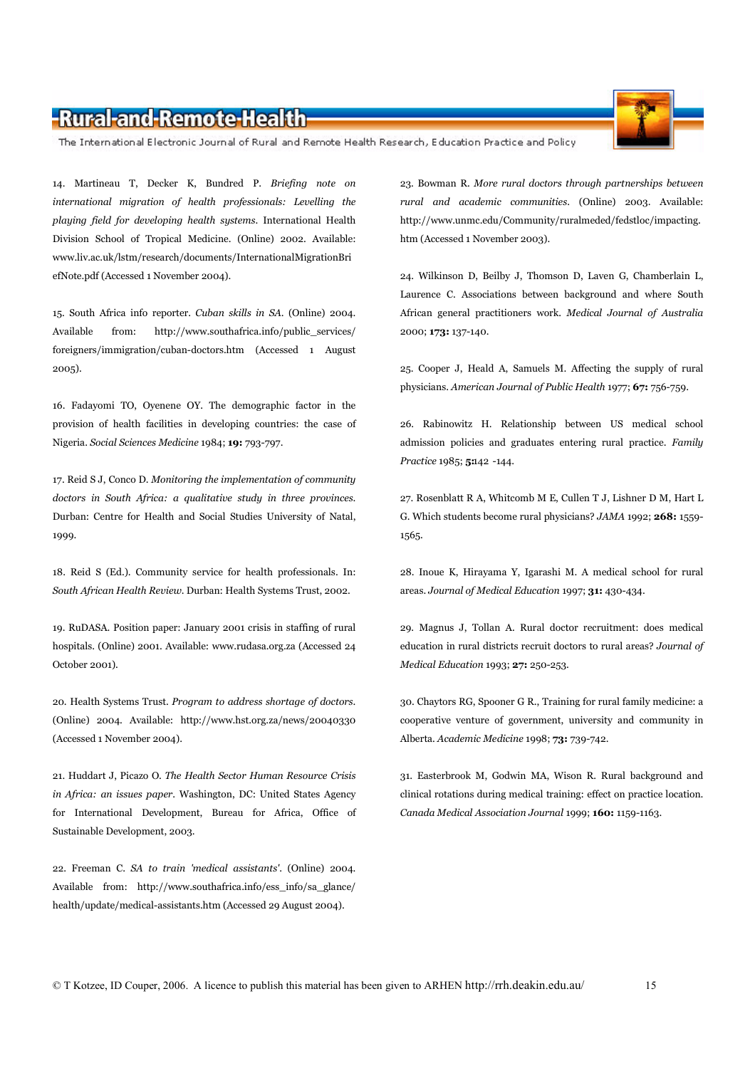14. Martineau T, Decker K, Bundred P. *Briefing note on international migration of health professionals: Levelling the playing field for developing health systems.* International Health Division School of Tropical Medicine. (Online) 2002. Available: www.liv.ac.uk/lstm/research/documents/InternationalMigrationBriefNote.pdf (Accessed 1 November 2004).

15. South Africa info reporter. *Cuban skills in SA.* (Online) 2004. Available from: http://www.southafrica.info/public_services/foreigners/immigration/cuban-doctors.htm (Accessed 1 August 2005).

16. Fadayomi TO, Oyenene OY. The demographic factor in the provision of health facilities in developing countries: the case of Nigeria. *Social Sciences Medicine* 1984; **19:** 793-797.

17. Reid S J, Conco D. *Monitoring the implementation of community doctors in South Africa: a qualitative study in three provinces.* Durban: Centre for Health and Social Studies University of Natal, 1999.

18. Reid S (Ed.). Community service for health professionals. In: *South African Health Review.* Durban: Health Systems Trust, 2002.

19. RuDASA. Position paper: January 2001 crisis in staffing of rural hospitals. (Online) 2001. Available: www.rudasa.org.za (Accessed 24 October 2001).

20. Health Systems Trust. *Program to address shortage of doctors.* (Online) 2004. Available: http://www.hst.org.za/news/20040330 (Accessed 1 November 2004).

21. Huddart J, Picazo O. *The Health Sector Human Resource Crisis in Africa: an issues paper.* Washington, DC: United States Agency for International Development, Bureau for Africa, Office of Sustainable Development, 2003.

22. Freeman C. *SA to train 'medical assistants'.* (Online) 2004. Available from: http://www.southafrica.info/ess_info/sa_glance/health/update/medical-assistants.htm (Accessed 29 August 2004).

23. Bowman R. *More rural doctors through partnerships between rural and academic communities.* (Online) 2003. Available: http://www.unmc.edu/Community/ruralmeded/fedstloc/impacting.htm (Accessed 1 November 2003).

24. Wilkinson D, Beilby J, Thomson D, Laven G, Chamberlain L, Laurence C. Associations between background and where South African general practitioners work. *Medical Journal of Australia* 2000; **173:** 137-140.

25. Cooper J, Heald A, Samuels M. Affecting the supply of rural physicians. *American Journal of Public Health* 1977; **67:** 756-759.

26. Rabinowitz H. Relationship between US medical school admission policies and graduates entering rural practice. *Family Practice* 1985; **5:**142 -144.

27. Rosenblatt R A, Whitcomb M E, Cullen T J, Lishner D M, Hart L G. Which students become rural physicians? *JAMA* 1992; **268:** 1559-1565.

28. Inoue K, Hirayama Y, Igarashi M. A medical school for rural areas. *Journal of Medical Education* 1997; **31:** 430-434.

29. Magnus J, Tollan A. Rural doctor recruitment: does medical education in rural districts recruit doctors to rural areas? *Journal of Medical Education* 1993; **27:** 250-253.

30. Chaytors RG, Spooner G R., Training for rural family medicine: a cooperative venture of government, university and community in Alberta. *Academic Medicine* 1998; **73:** 739-742.

31. Easterbrook M, Godwin MA, Wison R. Rural background and clinical rotations during medical training: effect on practice location. *Canada Medical Association Journal* 1999; **160:** 1159-1163.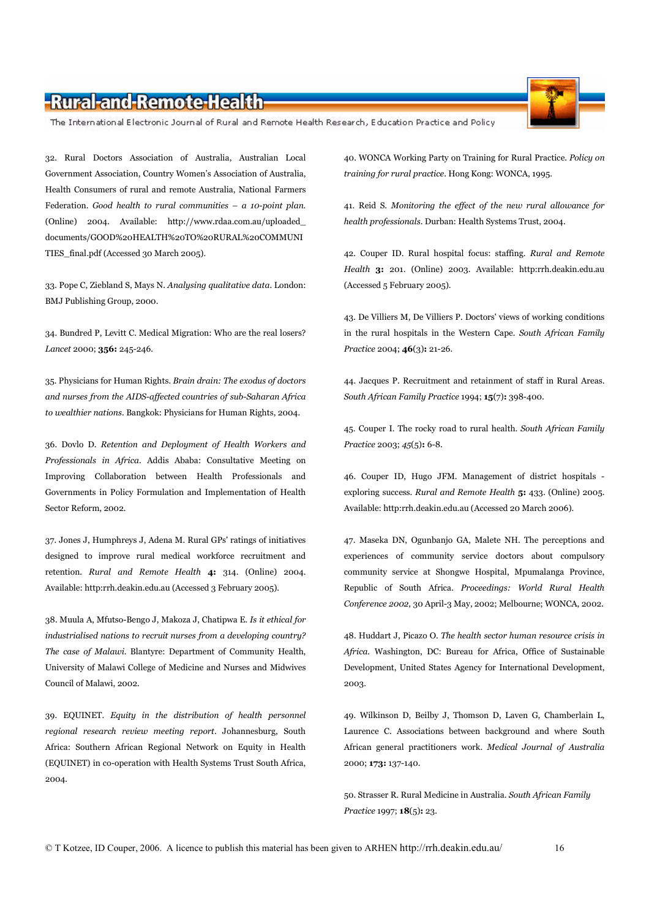32. Rural Doctors Association of Australia, Australian Local Government Association, Country Women's Association of Australia, Health Consumers of rural and remote Australia, National Farmers Federation. *Good health to rural communities – a 10-point plan.* (Online) 2004. Available: http://www.rdaa.com.au/uploaded_documents/GOOD%20HEALTH%20TO%20RURAL%20COMMUNITIES_final.pdf (Accessed 30 March 2005).

33. Pope C, Ziebland S, Mays N. *Analysing qualitative data*. London: BMJ Publishing Group, 2000.

34. Bundred P, Levitt C. Medical Migration: Who are the real losers? *Lancet* 2000; **356:** 245-246.

35. Physicians for Human Rights. *Brain drain: The exodus of doctors and nurses from the AIDS-affected countries of sub-Saharan Africa to wealthier nations*. Bangkok: Physicians for Human Rights, 2004.

36. Dovlo D. *Retention and Deployment of Health Workers and Professionals in Africa*. Addis Ababa: Consultative Meeting on Improving Collaboration between Health Professionals and Governments in Policy Formulation and Implementation of Health Sector Reform, 2002.

37. Jones J, Humphreys J, Adena M. Rural GPs' ratings of initiatives designed to improve rural medical workforce recruitment and retention. *Rural and Remote Health* **4:** 314. (Online) 2004. Available: http:rrh.deakin.edu.au (Accessed 3 February 2005).

38. Muula A, Mfutso-Bengo J, Makoza J, Chatipwa E. *Is it ethical for industrialised nations to recruit nurses from a developing country? The case of Malawi*. Blantyre: Department of Community Health, University of Malawi College of Medicine and Nurses and Midwives Council of Malawi, 2002.

39. EQUINET. *Equity in the distribution of health personnel regional research review meeting report*. Johannesburg, South Africa: Southern African Regional Network on Equity in Health (EQUINET) in co-operation with Health Systems Trust South Africa, 2004.

40. WONCA Working Party on Training for Rural Practice. *Policy on training for rural practice*. Hong Kong: WONCA, 1995.

41. Reid S. *Monitoring the effect of the new rural allowance for health professionals*. Durban: Health Systems Trust, 2004.

42. Couper ID. Rural hospital focus: staffing. *Rural and Remote Health* **3:** 201. (Online) 2003. Available: http:rrh.deakin.edu.au (Accessed 5 February 2005).

43. De Villiers M, De Villiers P. Doctors' views of working conditions in the rural hospitals in the Western Cape. *South African Family Practice* 2004; **46**(3)**:** 21-26.

44. Jacques P. Recruitment and retainment of staff in Rural Areas. *South African Family Practice* 1994; **15**(7)**:** 398-400.

45. Couper I. The rocky road to rural health. *South African Family Practice* 2003; *45*(5)**:** 6-8.

46. Couper ID, Hugo JFM. Management of district hospitals - exploring success. *Rural and Remote Health* **5:** 433. (Online) 2005. Available: http:rrh.deakin.edu.au (Accessed 20 March 2006).

47. Maseka DN, Ogunbanjo GA, Malete NH. The perceptions and experiences of community service doctors about compulsory community service at Shongwe Hospital, Mpumalanga Province, Republic of South Africa. *Proceedings: World Rural Health Conference 2002*, 30 April-3 May, 2002; Melbourne; WONCA, 2002.

48. Huddart J, Picazo O. *The health sector human resource crisis in Africa*. Washington, DC: Bureau for Africa, Office of Sustainable Development, United States Agency for International Development, 2003.

49. Wilkinson D, Beilby J, Thomson D, Laven G, Chamberlain L, Laurence C. Associations between background and where South African general practitioners work. *Medical Journal of Australia* 2000; **173:** 137-140.

50. Strasser R. Rural Medicine in Australia. *South African Family Practice* 1997; **18**(5)**:** 23.